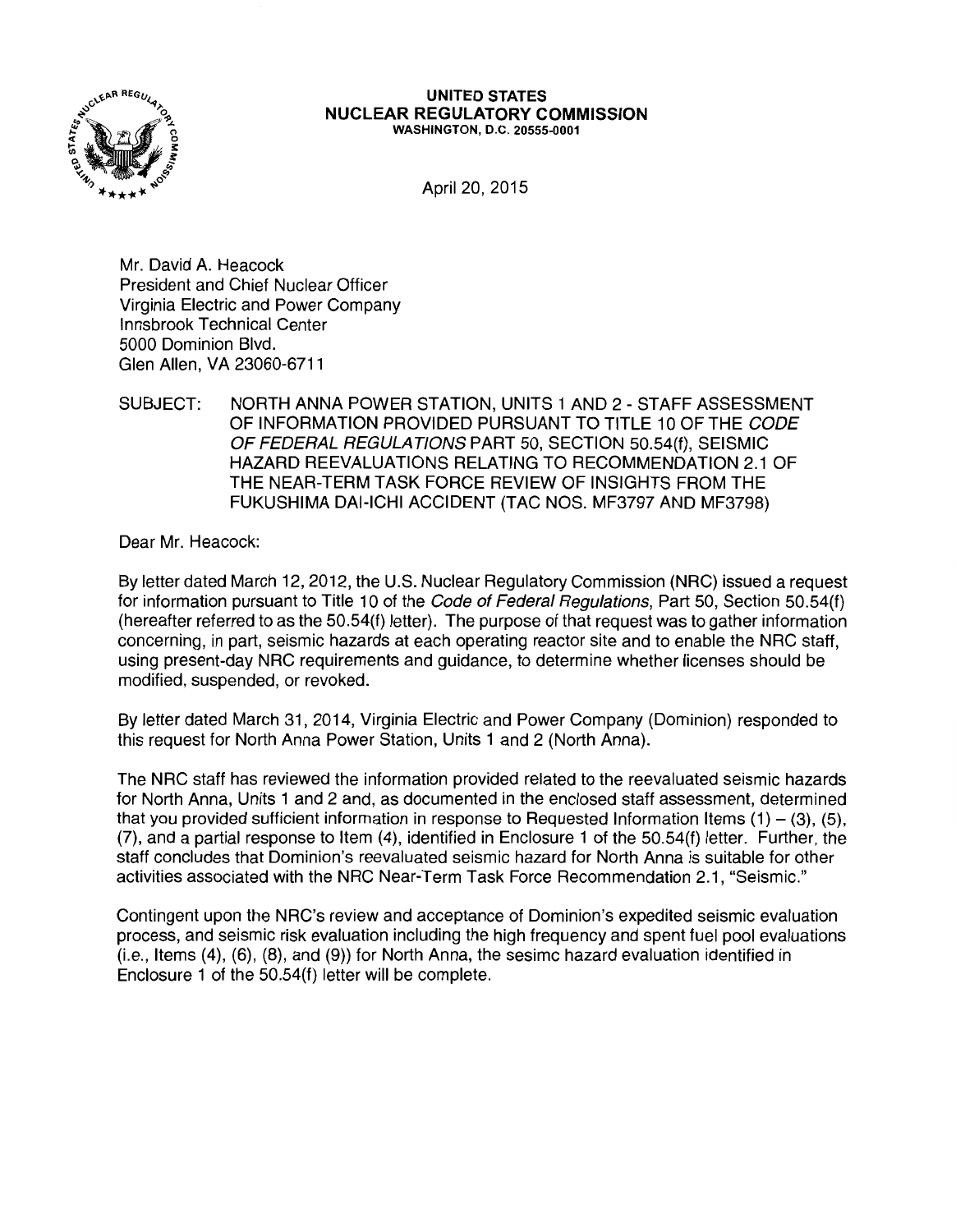**UNITED STATES**
**NUCLEAR REGULATORY COMMISSION**
WASHINGTON, D.C. 20555-0001

April 20, 2015

Mr. David A. Heacock
President and Chief Nuclear Officer
Virginia Electric and Power Company
Innsbrook Technical Center
5000 Dominion Blvd.
Glen Allen, VA 23060-6711

SUBJECT: NORTH ANNA POWER STATION, UNITS 1 AND 2 - STAFF ASSESSMENT OF INFORMATION PROVIDED PURSUANT TO TITLE 10 OF THE *CODE OF FEDERAL REGULATIONS* PART 50, SECTION 50.54(f), SEISMIC HAZARD REEVALUATIONS RELATING TO RECOMMENDATION 2.1 OF THE NEAR-TERM TASK FORCE REVIEW OF INSIGHTS FROM THE FUKUSHIMA DAI-ICHI ACCIDENT (TAC NOS. MF3797 AND MF3798)

Dear Mr. Heacock:

By letter dated March 12, 2012, the U.S. Nuclear Regulatory Commission (NRC) issued a request for information pursuant to Title 10 of the *Code of Federal Regulations*, Part 50, Section 50.54(f) (hereafter referred to as the 50.54(f) letter). The purpose of that request was to gather information concerning, in part, seismic hazards at each operating reactor site and to enable the NRC staff, using present-day NRC requirements and guidance, to determine whether licenses should be modified, suspended, or revoked.

By letter dated March 31, 2014, Virginia Electric and Power Company (Dominion) responded to this request for North Anna Power Station, Units 1 and 2 (North Anna).

The NRC staff has reviewed the information provided related to the reevaluated seismic hazards for North Anna, Units 1 and 2 and, as documented in the enclosed staff assessment, determined that you provided sufficient information in response to Requested Information Items (1) – (3), (5), (7), and a partial response to Item (4), identified in Enclosure 1 of the 50.54(f) letter. Further, the staff concludes that Dominion's reevaluated seismic hazard for North Anna is suitable for other activities associated with the NRC Near-Term Task Force Recommendation 2.1, "Seismic."

Contingent upon the NRC's review and acceptance of Dominion's expedited seismic evaluation process, and seismic risk evaluation including the high frequency and spent fuel pool evaluations (i.e., Items (4), (6), (8), and (9)) for North Anna, the sesimc hazard evaluation identified in Enclosure 1 of the 50.54(f) letter will be complete.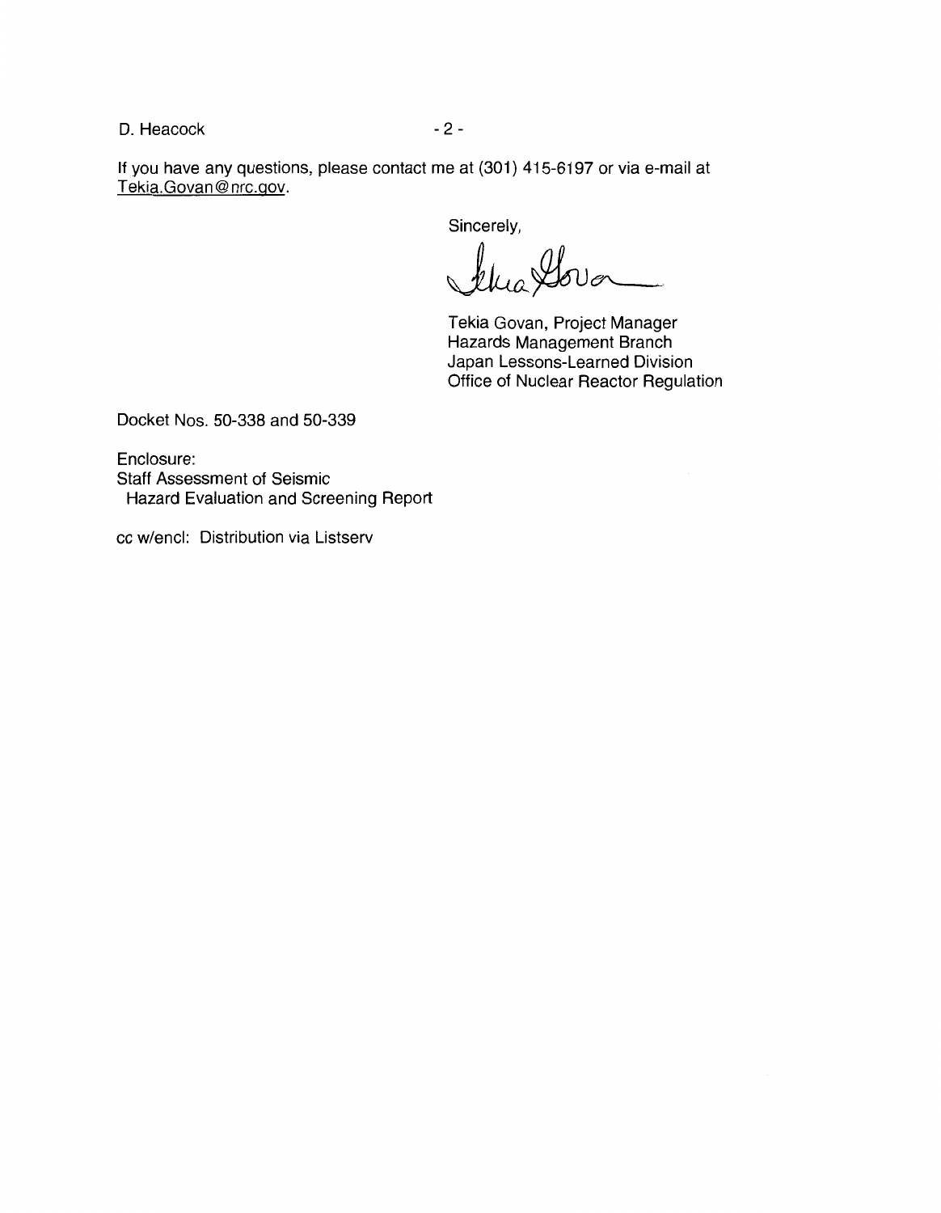If you have any questions, please contact me at (301) 415-6197 or via e-mail at Tekia.Govan@nrc.gov.

Sincerely,

Tekia Govan, Project Manager
Hazards Management Branch
Japan Lessons-Learned Division
Office of Nuclear Reactor Regulation

Docket Nos. 50-338 and 50-339

Enclosure:
Staff Assessment of Seismic
Hazard Evaluation and Screening Report

cc w/encl: Distribution via Listserv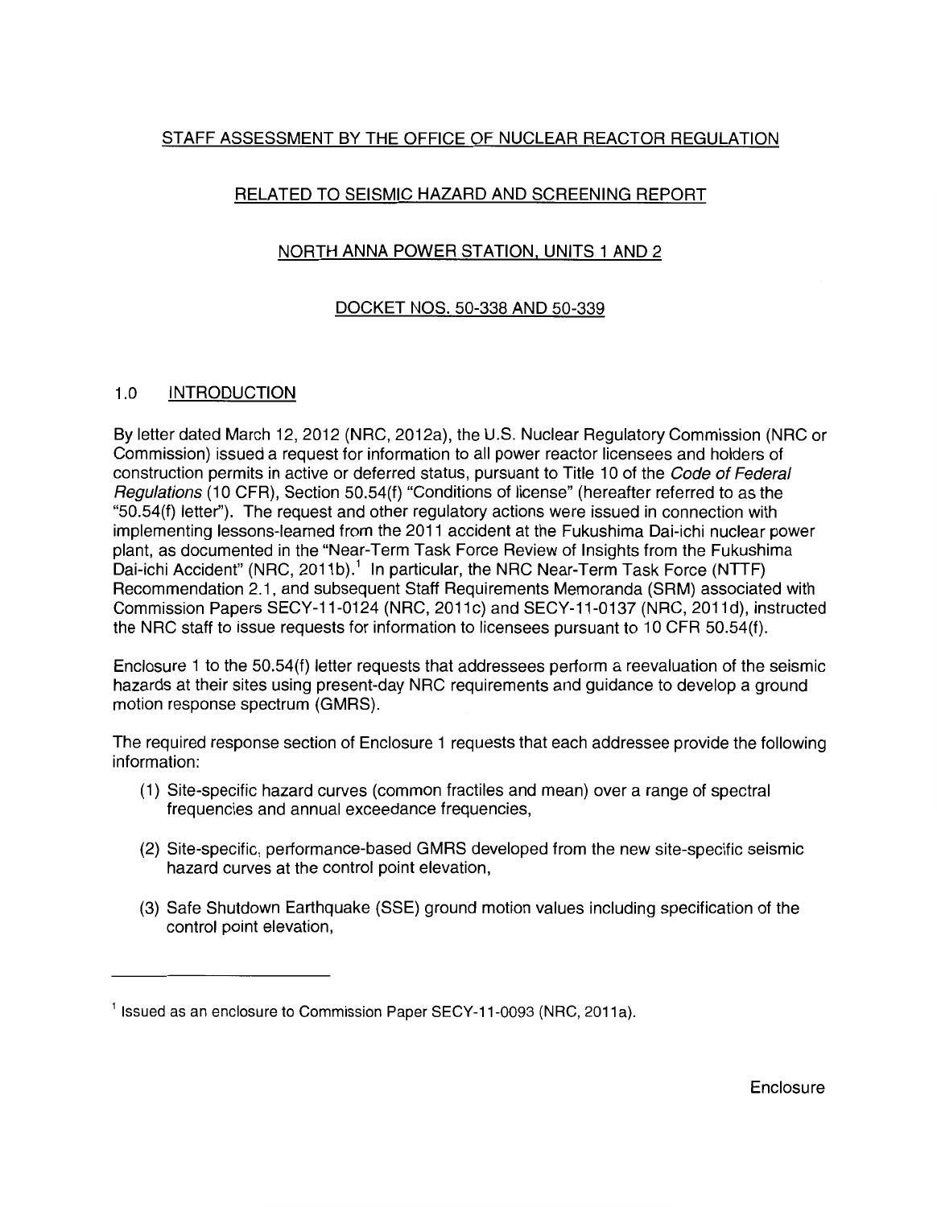STAFF ASSESSMENT BY THE OFFICE OF NUCLEAR REACTOR REGULATION

RELATED TO SEISMIC HAZARD AND SCREENING REPORT

NORTH ANNA POWER STATION, UNITS 1 AND 2

DOCKET NOS. 50-338 AND 50-339

## 1.0 INTRODUCTION

By letter dated March 12, 2012 (NRC, 2012a), the U.S. Nuclear Regulatory Commission (NRC or Commission) issued a request for information to all power reactor licensees and holders of construction permits in active or deferred status, pursuant to Title 10 of the *Code of Federal Regulations* (10 CFR), Section 50.54(f) "Conditions of license" (hereafter referred to as the "50.54(f) letter"). The request and other regulatory actions were issued in connection with implementing lessons-learned from the 2011 accident at the Fukushima Dai-ichi nuclear power plant, as documented in the "Near-Term Task Force Review of Insights from the Fukushima Dai-ichi Accident" (NRC, 2011b).[1] In particular, the NRC Near-Term Task Force (NTTF) Recommendation 2.1, and subsequent Staff Requirements Memoranda (SRM) associated with Commission Papers SECY-11-0124 (NRC, 2011c) and SECY-11-0137 (NRC, 2011d), instructed the NRC staff to issue requests for information to licensees pursuant to 10 CFR 50.54(f).

Enclosure 1 to the 50.54(f) letter requests that addressees perform a reevaluation of the seismic hazards at their sites using present-day NRC requirements and guidance to develop a ground motion response spectrum (GMRS).

The required response section of Enclosure 1 requests that each addressee provide the following information:

(1) Site-specific hazard curves (common fractiles and mean) over a range of spectral frequencies and annual exceedance frequencies,

(2) Site-specific, performance-based GMRS developed from the new site-specific seismic hazard curves at the control point elevation,

(3) Safe Shutdown Earthquake (SSE) ground motion values including specification of the control point elevation,

---

[1] Issued as an enclosure to Commission Paper SECY-11-0093 (NRC, 2011a).

Enclosure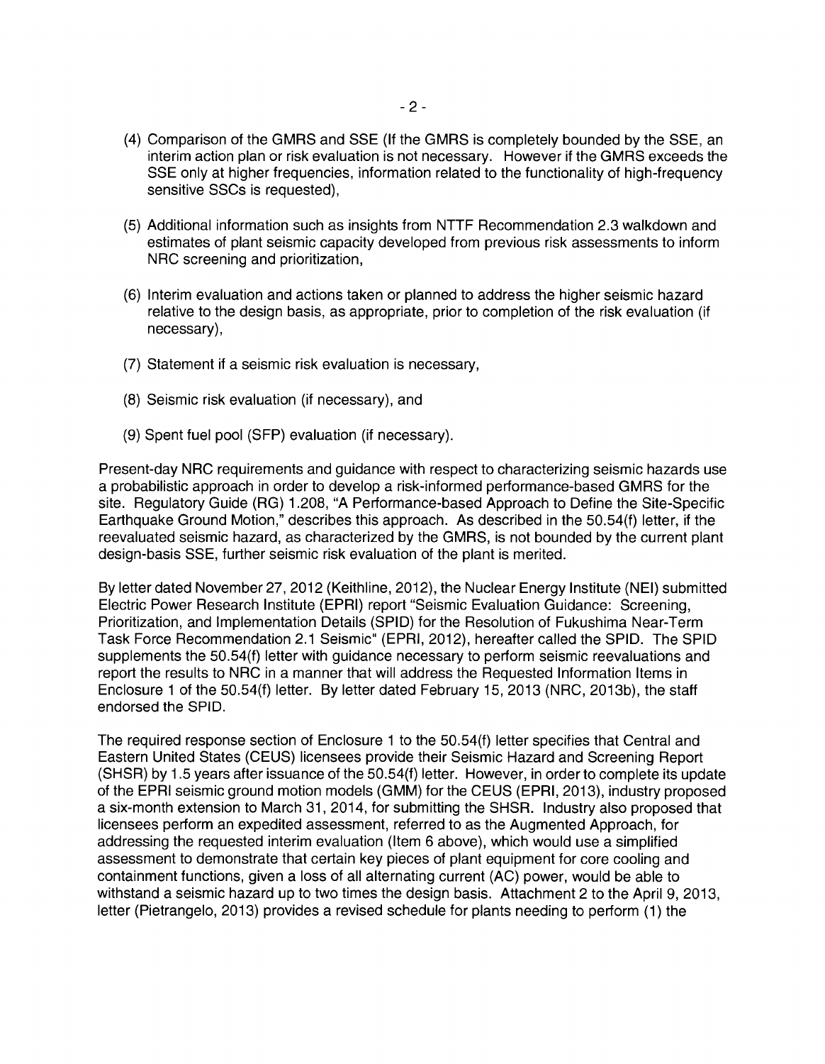(4) Comparison of the GMRS and SSE (If the GMRS is completely bounded by the SSE, an interim action plan or risk evaluation is not necessary. However if the GMRS exceeds the SSE only at higher frequencies, information related to the functionality of high-frequency sensitive SSCs is requested),

(5) Additional information such as insights from NTTF Recommendation 2.3 walkdown and estimates of plant seismic capacity developed from previous risk assessments to inform NRC screening and prioritization,

(6) Interim evaluation and actions taken or planned to address the higher seismic hazard relative to the design basis, as appropriate, prior to completion of the risk evaluation (if necessary),

(7) Statement if a seismic risk evaluation is necessary,

(8) Seismic risk evaluation (if necessary), and

(9) Spent fuel pool (SFP) evaluation (if necessary).

Present-day NRC requirements and guidance with respect to characterizing seismic hazards use a probabilistic approach in order to develop a risk-informed performance-based GMRS for the site. Regulatory Guide (RG) 1.208, "A Performance-based Approach to Define the Site-Specific Earthquake Ground Motion," describes this approach. As described in the 50.54(f) letter, if the reevaluated seismic hazard, as characterized by the GMRS, is not bounded by the current plant design-basis SSE, further seismic risk evaluation of the plant is merited.

By letter dated November 27, 2012 (Keithline, 2012), the Nuclear Energy Institute (NEI) submitted Electric Power Research Institute (EPRI) report "Seismic Evaluation Guidance: Screening, Prioritization, and Implementation Details (SPID) for the Resolution of Fukushima Near-Term Task Force Recommendation 2.1 Seismic" (EPRI, 2012), hereafter called the SPID. The SPID supplements the 50.54(f) letter with guidance necessary to perform seismic reevaluations and report the results to NRC in a manner that will address the Requested Information Items in Enclosure 1 of the 50.54(f) letter. By letter dated February 15, 2013 (NRC, 2013b), the staff endorsed the SPID.

The required response section of Enclosure 1 to the 50.54(f) letter specifies that Central and Eastern United States (CEUS) licensees provide their Seismic Hazard and Screening Report (SHSR) by 1.5 years after issuance of the 50.54(f) letter. However, in order to complete its update of the EPRI seismic ground motion models (GMM) for the CEUS (EPRI, 2013), industry proposed a six-month extension to March 31, 2014, for submitting the SHSR. Industry also proposed that licensees perform an expedited assessment, referred to as the Augmented Approach, for addressing the requested interim evaluation (Item 6 above), which would use a simplified assessment to demonstrate that certain key pieces of plant equipment for core cooling and containment functions, given a loss of all alternating current (AC) power, would be able to withstand a seismic hazard up to two times the design basis. Attachment 2 to the April 9, 2013, letter (Pietrangelo, 2013) provides a revised schedule for plants needing to perform (1) the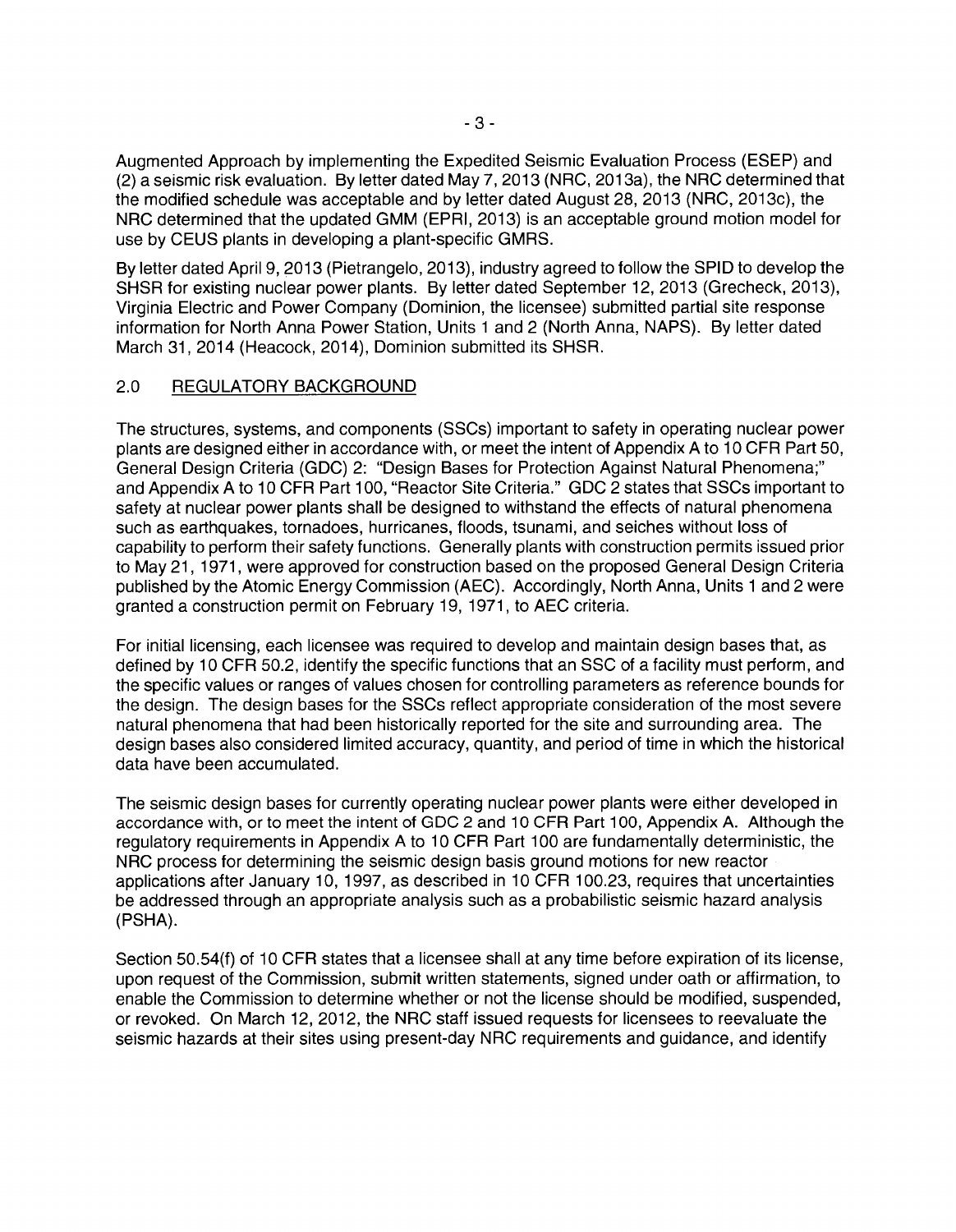Augmented Approach by implementing the Expedited Seismic Evaluation Process (ESEP) and (2) a seismic risk evaluation. By letter dated May 7, 2013 (NRC, 2013a), the NRC determined that the modified schedule was acceptable and by letter dated August 28, 2013 (NRC, 2013c), the NRC determined that the updated GMM (EPRI, 2013) is an acceptable ground motion model for use by CEUS plants in developing a plant-specific GMRS.

By letter dated April 9, 2013 (Pietrangelo, 2013), industry agreed to follow the SPID to develop the SHSR for existing nuclear power plants. By letter dated September 12, 2013 (Grecheck, 2013), Virginia Electric and Power Company (Dominion, the licensee) submitted partial site response information for North Anna Power Station, Units 1 and 2 (North Anna, NAPS). By letter dated March 31, 2014 (Heacock, 2014), Dominion submitted its SHSR.

## 2.0 REGULATORY BACKGROUND

The structures, systems, and components (SSCs) important to safety in operating nuclear power plants are designed either in accordance with, or meet the intent of Appendix A to 10 CFR Part 50, General Design Criteria (GDC) 2: "Design Bases for Protection Against Natural Phenomena;" and Appendix A to 10 CFR Part 100, "Reactor Site Criteria." GDC 2 states that SSCs important to safety at nuclear power plants shall be designed to withstand the effects of natural phenomena such as earthquakes, tornadoes, hurricanes, floods, tsunami, and seiches without loss of capability to perform their safety functions. Generally plants with construction permits issued prior to May 21, 1971, were approved for construction based on the proposed General Design Criteria published by the Atomic Energy Commission (AEC). Accordingly, North Anna, Units 1 and 2 were granted a construction permit on February 19, 1971, to AEC criteria.

For initial licensing, each licensee was required to develop and maintain design bases that, as defined by 10 CFR 50.2, identify the specific functions that an SSC of a facility must perform, and the specific values or ranges of values chosen for controlling parameters as reference bounds for the design. The design bases for the SSCs reflect appropriate consideration of the most severe natural phenomena that had been historically reported for the site and surrounding area. The design bases also considered limited accuracy, quantity, and period of time in which the historical data have been accumulated.

The seismic design bases for currently operating nuclear power plants were either developed in accordance with, or to meet the intent of GDC 2 and 10 CFR Part 100, Appendix A. Although the regulatory requirements in Appendix A to 10 CFR Part 100 are fundamentally deterministic, the NRC process for determining the seismic design basis ground motions for new reactor applications after January 10, 1997, as described in 10 CFR 100.23, requires that uncertainties be addressed through an appropriate analysis such as a probabilistic seismic hazard analysis (PSHA).

Section 50.54(f) of 10 CFR states that a licensee shall at any time before expiration of its license, upon request of the Commission, submit written statements, signed under oath or affirmation, to enable the Commission to determine whether or not the license should be modified, suspended, or revoked. On March 12, 2012, the NRC staff issued requests for licensees to reevaluate the seismic hazards at their sites using present-day NRC requirements and guidance, and identify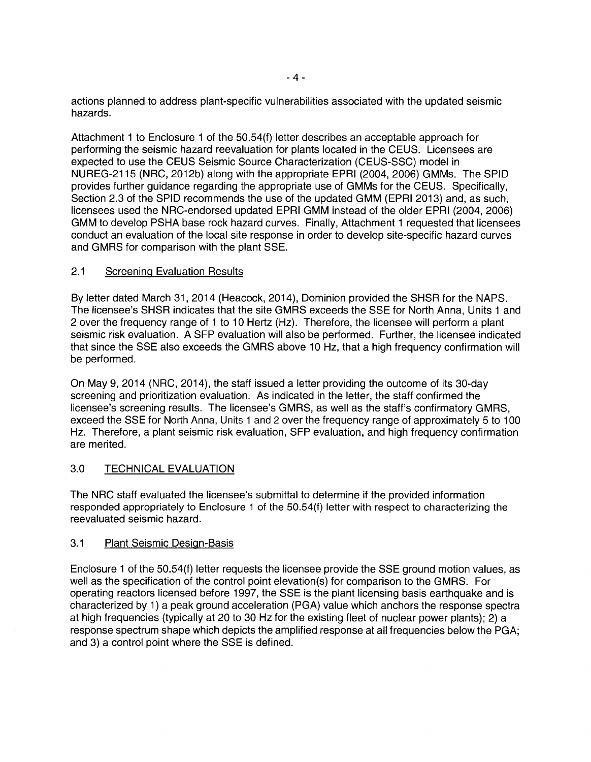actions planned to address plant-specific vulnerabilities associated with the updated seismic hazards.

Attachment 1 to Enclosure 1 of the 50.54(f) letter describes an acceptable approach for performing the seismic hazard reevaluation for plants located in the CEUS. Licensees are expected to use the CEUS Seismic Source Characterization (CEUS-SSC) model in NUREG-2115 (NRC, 2012b) along with the appropriate EPRI (2004, 2006) GMMs. The SPID provides further guidance regarding the appropriate use of GMMs for the CEUS. Specifically, Section 2.3 of the SPID recommends the use of the updated GMM (EPRI 2013) and, as such, licensees used the NRC-endorsed updated EPRI GMM instead of the older EPRI (2004, 2006) GMM to develop PSHA base rock hazard curves. Finally, Attachment 1 requested that licensees conduct an evaluation of the local site response in order to develop site-specific hazard curves and GMRS for comparison with the plant SSE.

## 2.1 Screening Evaluation Results

By letter dated March 31, 2014 (Heacock, 2014), Dominion provided the SHSR for the NAPS. The licensee's SHSR indicates that the site GMRS exceeds the SSE for North Anna, Units 1 and 2 over the frequency range of 1 to 10 Hertz (Hz). Therefore, the licensee will perform a plant seismic risk evaluation. A SFP evaluation will also be performed. Further, the licensee indicated that since the SSE also exceeds the GMRS above 10 Hz, that a high frequency confirmation will be performed.

On May 9, 2014 (NRC, 2014), the staff issued a letter providing the outcome of its 30-day screening and prioritization evaluation. As indicated in the letter, the staff confirmed the licensee's screening results. The licensee's GMRS, as well as the staff's confirmatory GMRS, exceed the SSE for North Anna, Units 1 and 2 over the frequency range of approximately 5 to 100 Hz. Therefore, a plant seismic risk evaluation, SFP evaluation, and high frequency confirmation are merited.

# 3.0 TECHNICAL EVALUATION

The NRC staff evaluated the licensee's submittal to determine if the provided information responded appropriately to Enclosure 1 of the 50.54(f) letter with respect to characterizing the reevaluated seismic hazard.

## 3.1 Plant Seismic Design-Basis

Enclosure 1 of the 50.54(f) letter requests the licensee provide the SSE ground motion values, as well as the specification of the control point elevation(s) for comparison to the GMRS. For operating reactors licensed before 1997, the SSE is the plant licensing basis earthquake and is characterized by 1) a peak ground acceleration (PGA) value which anchors the response spectra at high frequencies (typically at 20 to 30 Hz for the existing fleet of nuclear power plants); 2) a response spectrum shape which depicts the amplified response at all frequencies below the PGA; and 3) a control point where the SSE is defined.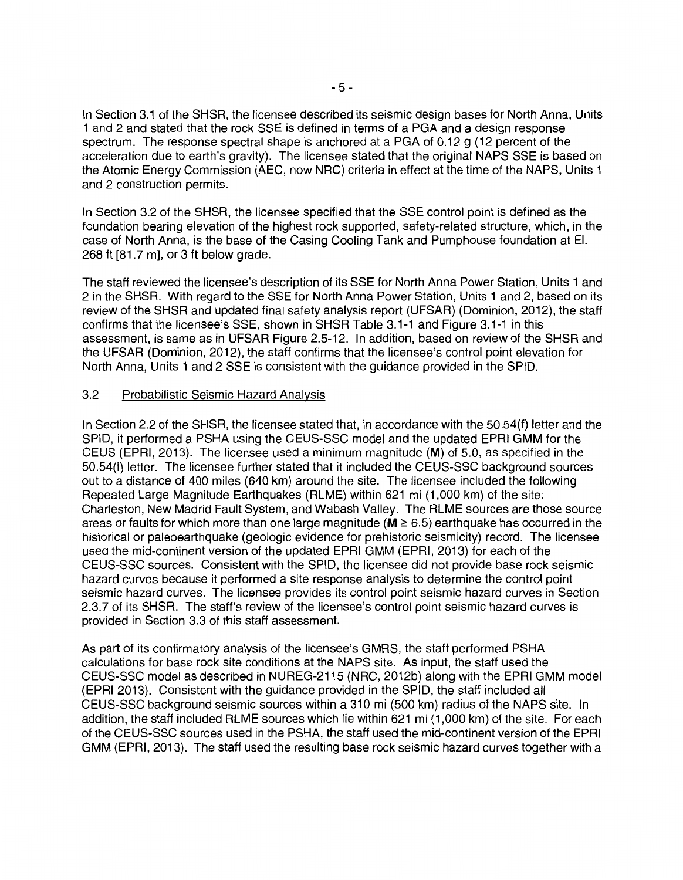In Section 3.1 of the SHSR, the licensee described its seismic design bases for North Anna, Units 1 and 2 and stated that the rock SSE is defined in terms of a PGA and a design response spectrum. The response spectral shape is anchored at a PGA of 0.12 g (12 percent of the acceleration due to earth's gravity). The licensee stated that the original NAPS SSE is based on the Atomic Energy Commission (AEC, now NRC) criteria in effect at the time of the NAPS, Units 1 and 2 construction permits.

In Section 3.2 of the SHSR, the licensee specified that the SSE control point is defined as the foundation bearing elevation of the highest rock supported, safety-related structure, which, in the case of North Anna, is the base of the Casing Cooling Tank and Pumphouse foundation at El. 268 ft [81.7 m], or 3 ft below grade.

The staff reviewed the licensee's description of its SSE for North Anna Power Station, Units 1 and 2 in the SHSR. With regard to the SSE for North Anna Power Station, Units 1 and 2, based on its review of the SHSR and updated final safety analysis report (UFSAR) (Dominion, 2012), the staff confirms that the licensee's SSE, shown in SHSR Table 3.1-1 and Figure 3.1-1 in this assessment, is same as in UFSAR Figure 2.5-12. In addition, based on review of the SHSR and the UFSAR (Dominion, 2012), the staff confirms that the licensee's control point elevation for North Anna, Units 1 and 2 SSE is consistent with the guidance provided in the SPID.

## 3.2 Probabilistic Seismic Hazard Analysis

In Section 2.2 of the SHSR, the licensee stated that, in accordance with the 50.54(f) letter and the SPID, it performed a PSHA using the CEUS-SSC model and the updated EPRI GMM for the CEUS (EPRI, 2013). The licensee used a minimum magnitude (**M**) of 5.0, as specified in the 50.54(f) letter. The licensee further stated that it included the CEUS-SSC background sources out to a distance of 400 miles (640 km) around the site. The licensee included the following Repeated Large Magnitude Earthquakes (RLME) within 621 mi (1,000 km) of the site: Charleston, New Madrid Fault System, and Wabash Valley. The RLME sources are those source areas or faults for which more than one large magnitude (**M** ≥ 6.5) earthquake has occurred in the historical or paleoearthquake (geologic evidence for prehistoric seismicity) record. The licensee used the mid-continent version of the updated EPRI GMM (EPRI, 2013) for each of the CEUS-SSC sources. Consistent with the SPID, the licensee did not provide base rock seismic hazard curves because it performed a site response analysis to determine the control point seismic hazard curves. The licensee provides its control point seismic hazard curves in Section 2.3.7 of its SHSR. The staff's review of the licensee's control point seismic hazard curves is provided in Section 3.3 of this staff assessment.

As part of its confirmatory analysis of the licensee's GMRS, the staff performed PSHA calculations for base rock site conditions at the NAPS site. As input, the staff used the CEUS-SSC model as described in NUREG-2115 (NRC, 2012b) along with the EPRI GMM model (EPRI 2013). Consistent with the guidance provided in the SPID, the staff included all CEUS-SSC background seismic sources within a 310 mi (500 km) radius of the NAPS site. In addition, the staff included RLME sources which lie within 621 mi (1,000 km) of the site. For each of the CEUS-SSC sources used in the PSHA, the staff used the mid-continent version of the EPRI GMM (EPRI, 2013). The staff used the resulting base rock seismic hazard curves together with a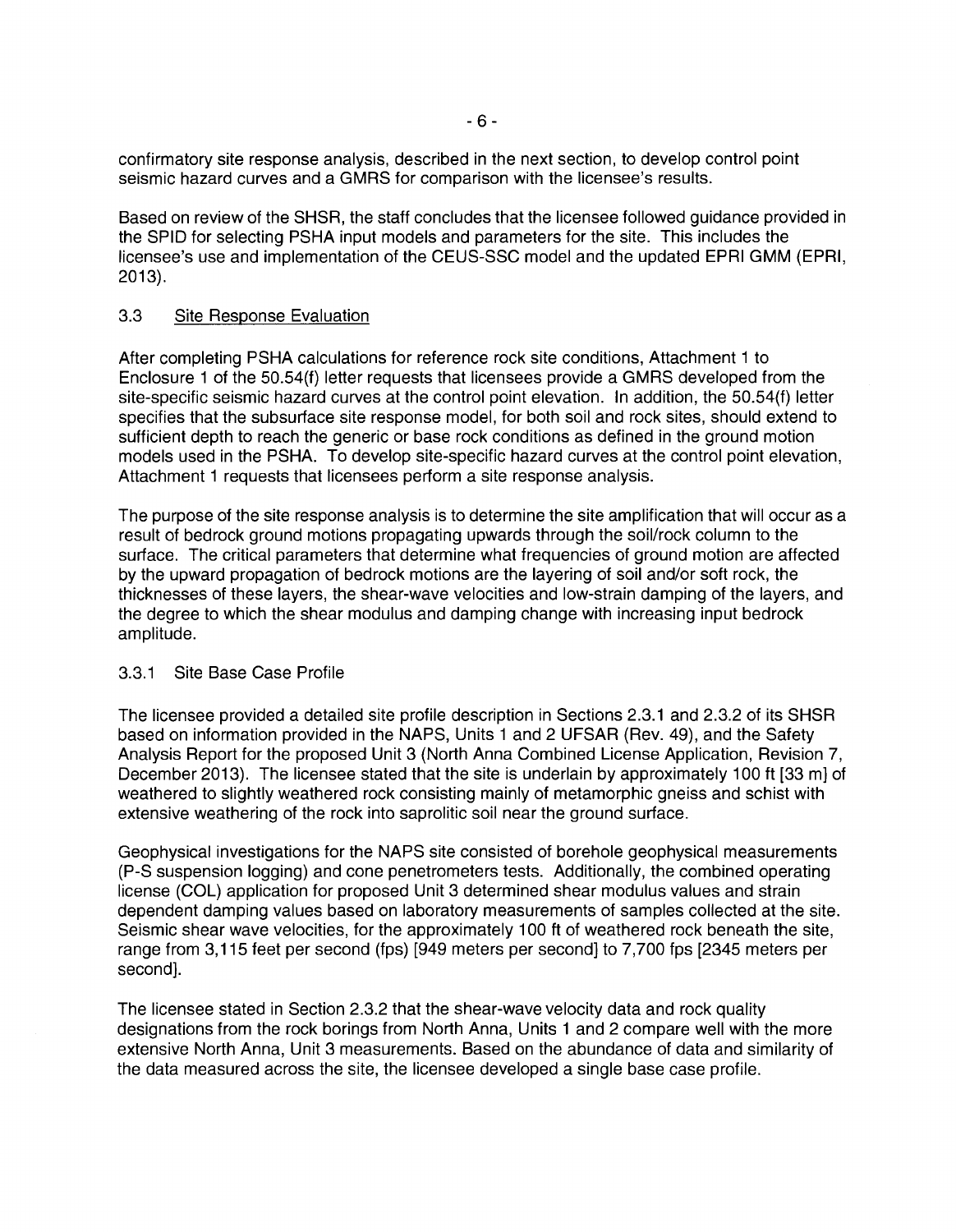confirmatory site response analysis, described in the next section, to develop control point seismic hazard curves and a GMRS for comparison with the licensee's results.

Based on review of the SHSR, the staff concludes that the licensee followed guidance provided in the SPID for selecting PSHA input models and parameters for the site. This includes the licensee's use and implementation of the CEUS-SSC model and the updated EPRI GMM (EPRI, 2013).

### 3.3 Site Response Evaluation

After completing PSHA calculations for reference rock site conditions, Attachment 1 to Enclosure 1 of the 50.54(f) letter requests that licensees provide a GMRS developed from the site-specific seismic hazard curves at the control point elevation. In addition, the 50.54(f) letter specifies that the subsurface site response model, for both soil and rock sites, should extend to sufficient depth to reach the generic or base rock conditions as defined in the ground motion models used in the PSHA. To develop site-specific hazard curves at the control point elevation, Attachment 1 requests that licensees perform a site response analysis.

The purpose of the site response analysis is to determine the site amplification that will occur as a result of bedrock ground motions propagating upwards through the soil/rock column to the surface. The critical parameters that determine what frequencies of ground motion are affected by the upward propagation of bedrock motions are the layering of soil and/or soft rock, the thicknesses of these layers, the shear-wave velocities and low-strain damping of the layers, and the degree to which the shear modulus and damping change with increasing input bedrock amplitude.

#### 3.3.1 Site Base Case Profile

The licensee provided a detailed site profile description in Sections 2.3.1 and 2.3.2 of its SHSR based on information provided in the NAPS, Units 1 and 2 UFSAR (Rev. 49), and the Safety Analysis Report for the proposed Unit 3 (North Anna Combined License Application, Revision 7, December 2013). The licensee stated that the site is underlain by approximately 100 ft [33 m] of weathered to slightly weathered rock consisting mainly of metamorphic gneiss and schist with extensive weathering of the rock into saprolitic soil near the ground surface.

Geophysical investigations for the NAPS site consisted of borehole geophysical measurements (P-S suspension logging) and cone penetrometers tests. Additionally, the combined operating license (COL) application for proposed Unit 3 determined shear modulus values and strain dependent damping values based on laboratory measurements of samples collected at the site. Seismic shear wave velocities, for the approximately 100 ft of weathered rock beneath the site, range from 3,115 feet per second (fps) [949 meters per second] to 7,700 fps [2345 meters per second].

The licensee stated in Section 2.3.2 that the shear-wave velocity data and rock quality designations from the rock borings from North Anna, Units 1 and 2 compare well with the more extensive North Anna, Unit 3 measurements. Based on the abundance of data and similarity of the data measured across the site, the licensee developed a single base case profile.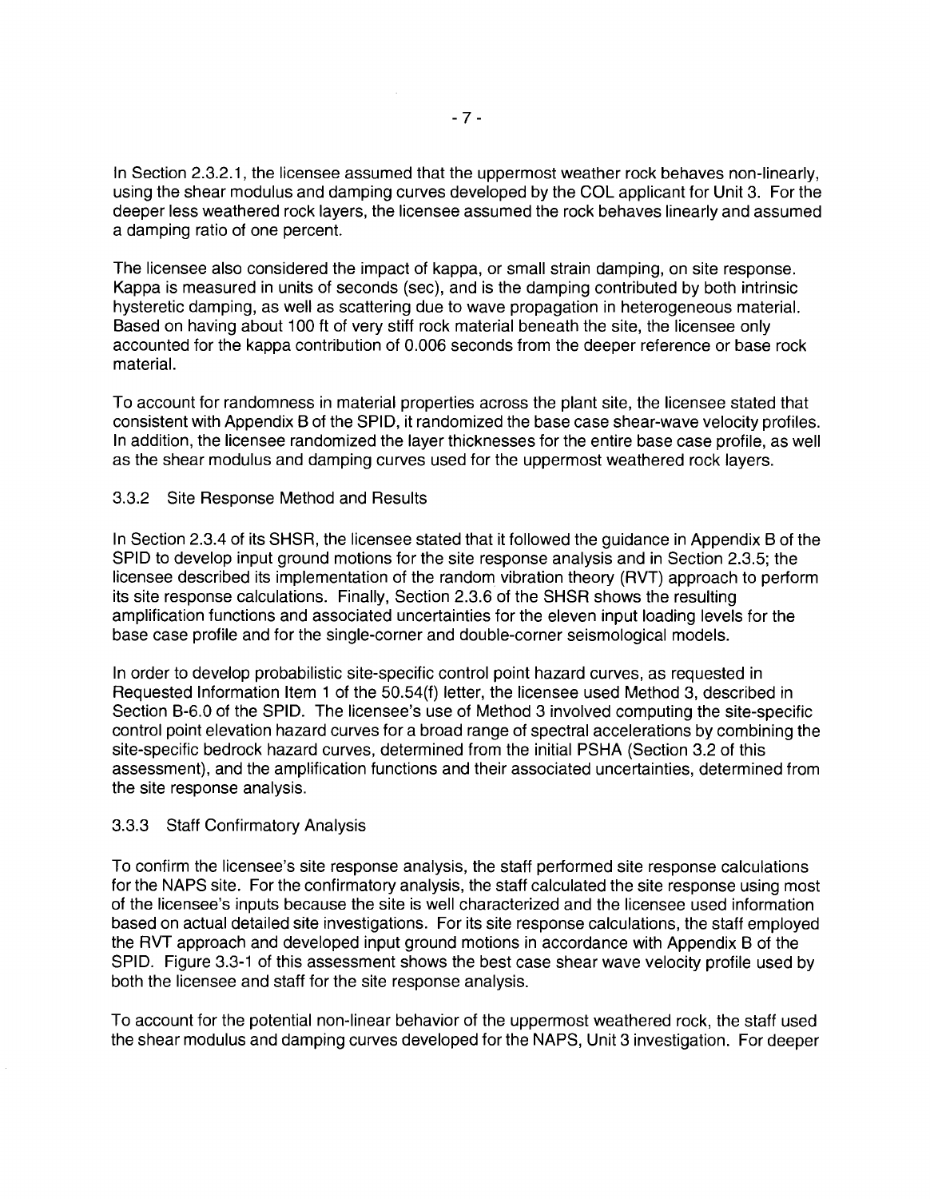In Section 2.3.2.1, the licensee assumed that the uppermost weather rock behaves non-linearly, using the shear modulus and damping curves developed by the COL applicant for Unit 3. For the deeper less weathered rock layers, the licensee assumed the rock behaves linearly and assumed a damping ratio of one percent.

The licensee also considered the impact of kappa, or small strain damping, on site response. Kappa is measured in units of seconds (sec), and is the damping contributed by both intrinsic hysteretic damping, as well as scattering due to wave propagation in heterogeneous material. Based on having about 100 ft of very stiff rock material beneath the site, the licensee only accounted for the kappa contribution of 0.006 seconds from the deeper reference or base rock material.

To account for randomness in material properties across the plant site, the licensee stated that consistent with Appendix B of the SPID, it randomized the base case shear-wave velocity profiles. In addition, the licensee randomized the layer thicknesses for the entire base case profile, as well as the shear modulus and damping curves used for the uppermost weathered rock layers.

### 3.3.2 Site Response Method and Results

In Section 2.3.4 of its SHSR, the licensee stated that it followed the guidance in Appendix B of the SPID to develop input ground motions for the site response analysis and in Section 2.3.5; the licensee described its implementation of the random vibration theory (RVT) approach to perform its site response calculations. Finally, Section 2.3.6 of the SHSR shows the resulting amplification functions and associated uncertainties for the eleven input loading levels for the base case profile and for the single-corner and double-corner seismological models.

In order to develop probabilistic site-specific control point hazard curves, as requested in Requested Information Item 1 of the 50.54(f) letter, the licensee used Method 3, described in Section B-6.0 of the SPID. The licensee's use of Method 3 involved computing the site-specific control point elevation hazard curves for a broad range of spectral accelerations by combining the site-specific bedrock hazard curves, determined from the initial PSHA (Section 3.2 of this assessment), and the amplification functions and their associated uncertainties, determined from the site response analysis.

### 3.3.3 Staff Confirmatory Analysis

To confirm the licensee's site response analysis, the staff performed site response calculations for the NAPS site. For the confirmatory analysis, the staff calculated the site response using most of the licensee's inputs because the site is well characterized and the licensee used information based on actual detailed site investigations. For its site response calculations, the staff employed the RVT approach and developed input ground motions in accordance with Appendix B of the SPID. Figure 3.3-1 of this assessment shows the best case shear wave velocity profile used by both the licensee and staff for the site response analysis.

To account for the potential non-linear behavior of the uppermost weathered rock, the staff used the shear modulus and damping curves developed for the NAPS, Unit 3 investigation. For deeper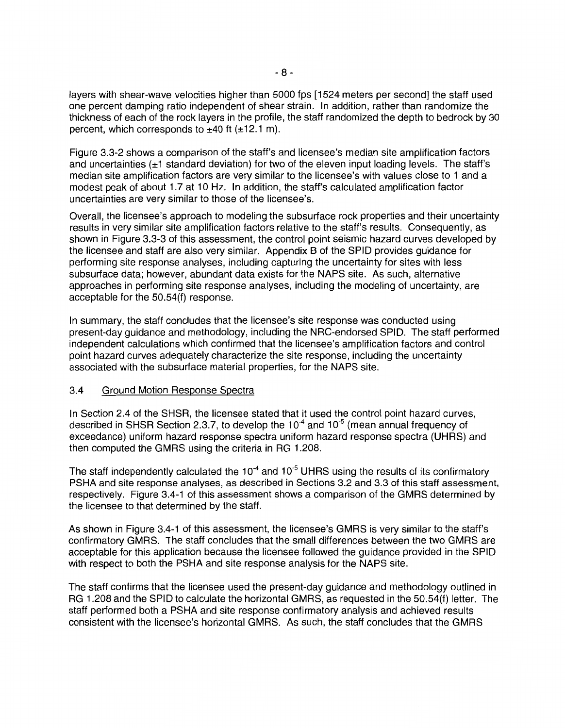layers with shear-wave velocities higher than 5000 fps [1524 meters per second] the staff used one percent damping ratio independent of shear strain. In addition, rather than randomize the thickness of each of the rock layers in the profile, the staff randomized the depth to bedrock by 30 percent, which corresponds to ±40 ft (±12.1 m).

Figure 3.3-2 shows a comparison of the staff's and licensee's median site amplification factors and uncertainties (±1 standard deviation) for two of the eleven input loading levels. The staff's median site amplification factors are very similar to the licensee's with values close to 1 and a modest peak of about 1.7 at 10 Hz. In addition, the staff's calculated amplification factor uncertainties are very similar to those of the licensee's.

Overall, the licensee's approach to modeling the subsurface rock properties and their uncertainty results in very similar site amplification factors relative to the staff's results. Consequently, as shown in Figure 3.3-3 of this assessment, the control point seismic hazard curves developed by the licensee and staff are also very similar. Appendix B of the SPID provides guidance for performing site response analyses, including capturing the uncertainty for sites with less subsurface data; however, abundant data exists for the NAPS site. As such, alternative approaches in performing site response analyses, including the modeling of uncertainty, are acceptable for the 50.54(f) response.

In summary, the staff concludes that the licensee's site response was conducted using present-day guidance and methodology, including the NRC-endorsed SPID. The staff performed independent calculations which confirmed that the licensee's amplification factors and control point hazard curves adequately characterize the site response, including the uncertainty associated with the subsurface material properties, for the NAPS site.

## 3.4 Ground Motion Response Spectra

In Section 2.4 of the SHSR, the licensee stated that it used the control point hazard curves, described in SHSR Section 2.3.7, to develop the $10^{-4}$ and $10^{-5}$ (mean annual frequency of exceedance) uniform hazard response spectra uniform hazard response spectra (UHRS) and then computed the GMRS using the criteria in RG 1.208.

The staff independently calculated the $10^{-4}$ and $10^{-5}$ UHRS using the results of its confirmatory PSHA and site response analyses, as described in Sections 3.2 and 3.3 of this staff assessment, respectively. Figure 3.4-1 of this assessment shows a comparison of the GMRS determined by the licensee to that determined by the staff.

As shown in Figure 3.4-1 of this assessment, the licensee's GMRS is very similar to the staff's confirmatory GMRS. The staff concludes that the small differences between the two GMRS are acceptable for this application because the licensee followed the guidance provided in the SPID with respect to both the PSHA and site response analysis for the NAPS site.

The staff confirms that the licensee used the present-day guidance and methodology outlined in RG 1.208 and the SPID to calculate the horizontal GMRS, as requested in the 50.54(f) letter. The staff performed both a PSHA and site response confirmatory analysis and achieved results consistent with the licensee's horizontal GMRS. As such, the staff concludes that the GMRS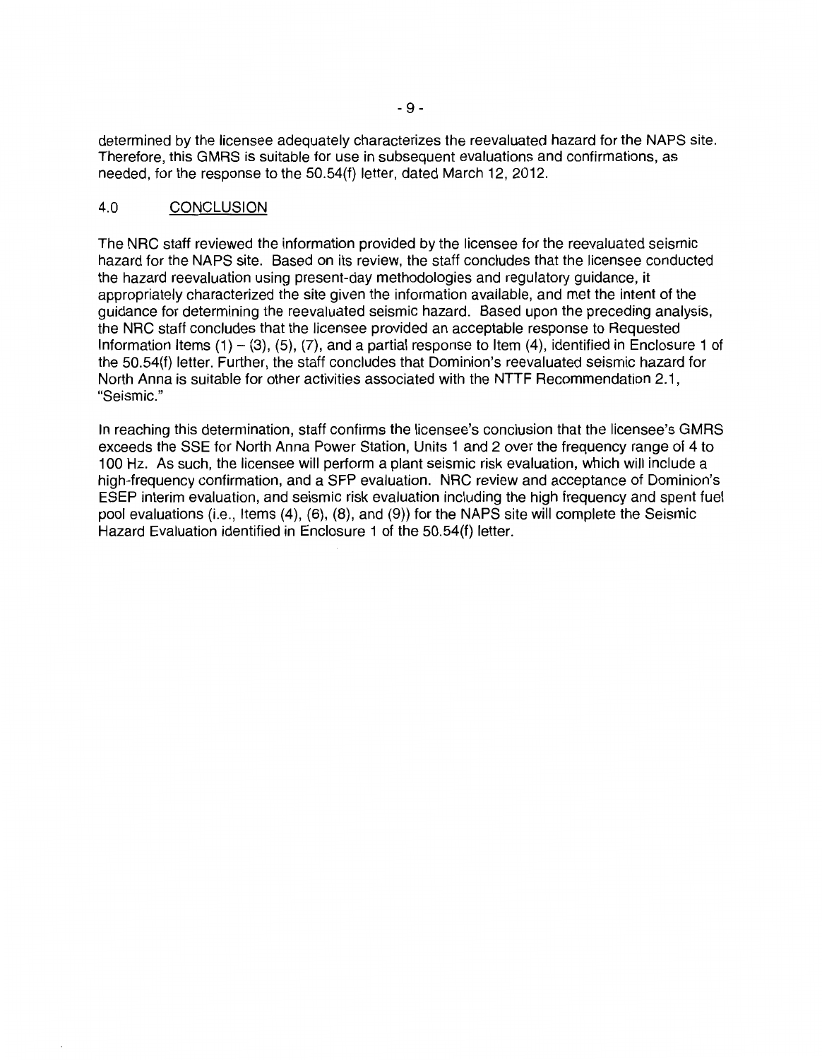determined by the licensee adequately characterizes the reevaluated hazard for the NAPS site. Therefore, this GMRS is suitable for use in subsequent evaluations and confirmations, as needed, for the response to the 50.54(f) letter, dated March 12, 2012.

## 4.0 CONCLUSION

The NRC staff reviewed the information provided by the licensee for the reevaluated seismic hazard for the NAPS site. Based on its review, the staff concludes that the licensee conducted the hazard reevaluation using present-day methodologies and regulatory guidance, it appropriately characterized the site given the information available, and met the intent of the guidance for determining the reevaluated seismic hazard. Based upon the preceding analysis, the NRC staff concludes that the licensee provided an acceptable response to Requested Information Items (1) – (3), (5), (7), and a partial response to Item (4), identified in Enclosure 1 of the 50.54(f) letter. Further, the staff concludes that Dominion's reevaluated seismic hazard for North Anna is suitable for other activities associated with the NTTF Recommendation 2.1, "Seismic."

In reaching this determination, staff confirms the licensee's conclusion that the licensee's GMRS exceeds the SSE for North Anna Power Station, Units 1 and 2 over the frequency range of 4 to 100 Hz. As such, the licensee will perform a plant seismic risk evaluation, which will include a high-frequency confirmation, and a SFP evaluation. NRC review and acceptance of Dominion's ESEP interim evaluation, and seismic risk evaluation including the high frequency and spent fuel pool evaluations (i.e., Items (4), (6), (8), and (9)) for the NAPS site will complete the Seismic Hazard Evaluation identified in Enclosure 1 of the 50.54(f) letter.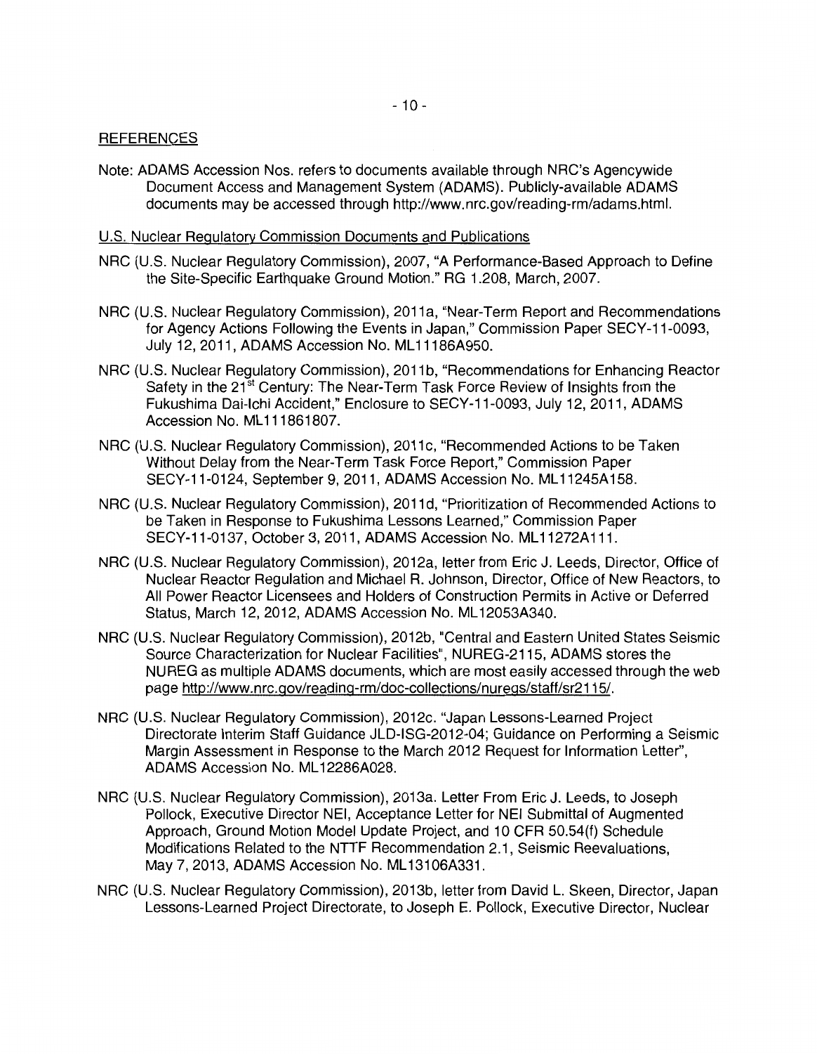## REFERENCES

Note: ADAMS Accession Nos. refers to documents available through NRC's Agencywide Document Access and Management System (ADAMS). Publicly-available ADAMS documents may be accessed through http://www.nrc.gov/reading-rm/adams.html.

### U.S. Nuclear Regulatory Commission Documents and Publications

NRC (U.S. Nuclear Regulatory Commission), 2007, "A Performance-Based Approach to Define the Site-Specific Earthquake Ground Motion." RG 1.208, March, 2007.

NRC (U.S. Nuclear Regulatory Commission), 2011a, "Near-Term Report and Recommendations for Agency Actions Following the Events in Japan," Commission Paper SECY-11-0093, July 12, 2011, ADAMS Accession No. ML11186A950.

NRC (U.S. Nuclear Regulatory Commission), 2011b, "Recommendations for Enhancing Reactor Safety in the 21st Century: The Near-Term Task Force Review of Insights from the Fukushima Dai-Ichi Accident," Enclosure to SECY-11-0093, July 12, 2011, ADAMS Accession No. ML111861807.

NRC (U.S. Nuclear Regulatory Commission), 2011c, "Recommended Actions to be Taken Without Delay from the Near-Term Task Force Report," Commission Paper SECY-11-0124, September 9, 2011, ADAMS Accession No. ML11245A158.

NRC (U.S. Nuclear Regulatory Commission), 2011d, "Prioritization of Recommended Actions to be Taken in Response to Fukushima Lessons Learned," Commission Paper SECY-11-0137, October 3, 2011, ADAMS Accession No. ML11272A111.

NRC (U.S. Nuclear Regulatory Commission), 2012a, letter from Eric J. Leeds, Director, Office of Nuclear Reactor Regulation and Michael R. Johnson, Director, Office of New Reactors, to All Power Reactor Licensees and Holders of Construction Permits in Active or Deferred Status, March 12, 2012, ADAMS Accession No. ML12053A340.

NRC (U.S. Nuclear Regulatory Commission), 2012b, "Central and Eastern United States Seismic Source Characterization for Nuclear Facilities", NUREG-2115, ADAMS stores the NUREG as multiple ADAMS documents, which are most easily accessed through the web page http://www.nrc.gov/reading-rm/doc-collections/nuregs/staff/sr2115/.

NRC (U.S. Nuclear Regulatory Commission), 2012c. "Japan Lessons-Learned Project Directorate Interim Staff Guidance JLD-ISG-2012-04; Guidance on Performing a Seismic Margin Assessment in Response to the March 2012 Request for Information Letter", ADAMS Accession No. ML12286A028.

NRC (U.S. Nuclear Regulatory Commission), 2013a. Letter From Eric J. Leeds, to Joseph Pollock, Executive Director NEI, Acceptance Letter for NEI Submittal of Augmented Approach, Ground Motion Model Update Project, and 10 CFR 50.54(f) Schedule Modifications Related to the NTTF Recommendation 2.1, Seismic Reevaluations, May 7, 2013, ADAMS Accession No. ML13106A331.

NRC (U.S. Nuclear Regulatory Commission), 2013b, letter from David L. Skeen, Director, Japan Lessons-Learned Project Directorate, to Joseph E. Pollock, Executive Director, Nuclear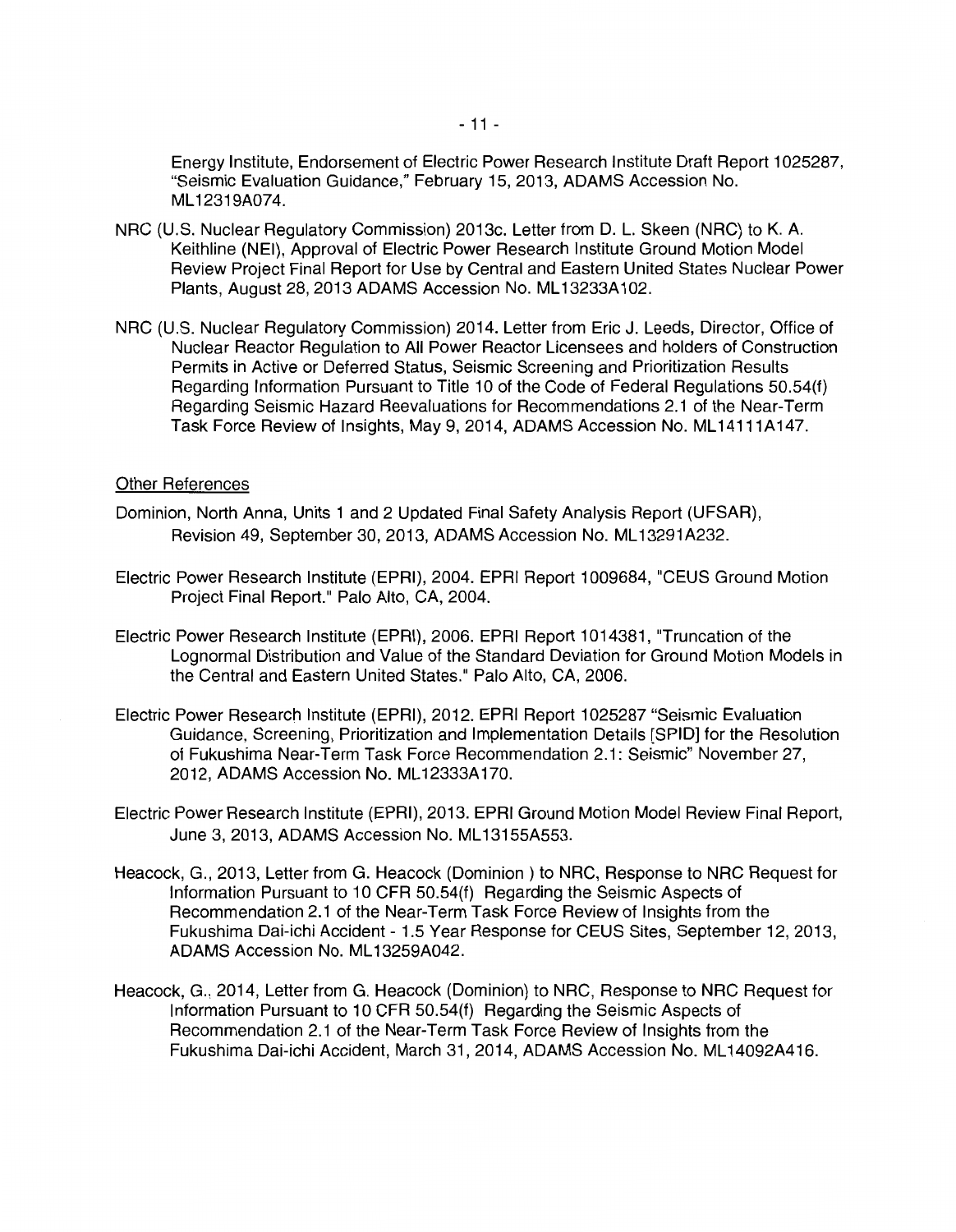Energy Institute, Endorsement of Electric Power Research Institute Draft Report 1025287, "Seismic Evaluation Guidance," February 15, 2013, ADAMS Accession No. ML12319A074.

NRC (U.S. Nuclear Regulatory Commission) 2013c. Letter from D. L. Skeen (NRC) to K. A. Keithline (NEI), Approval of Electric Power Research Institute Ground Motion Model Review Project Final Report for Use by Central and Eastern United States Nuclear Power Plants, August 28, 2013 ADAMS Accession No. ML13233A102.

NRC (U.S. Nuclear Regulatory Commission) 2014. Letter from Eric J. Leeds, Director, Office of Nuclear Reactor Regulation to All Power Reactor Licensees and holders of Construction Permits in Active or Deferred Status, Seismic Screening and Prioritization Results Regarding Information Pursuant to Title 10 of the Code of Federal Regulations 50.54(f) Regarding Seismic Hazard Reevaluations for Recommendations 2.1 of the Near-Term Task Force Review of Insights, May 9, 2014, ADAMS Accession No. ML14111A147.

Other References

Dominion, North Anna, Units 1 and 2 Updated Final Safety Analysis Report (UFSAR), Revision 49, September 30, 2013, ADAMS Accession No. ML13291A232.

Electric Power Research Institute (EPRI), 2004. EPRI Report 1009684, "CEUS Ground Motion Project Final Report." Palo Alto, CA, 2004.

Electric Power Research Institute (EPRI), 2006. EPRI Report 1014381, "Truncation of the Lognormal Distribution and Value of the Standard Deviation for Ground Motion Models in the Central and Eastern United States." Palo Alto, CA, 2006.

Electric Power Research Institute (EPRI), 2012. EPRI Report 1025287 "Seismic Evaluation Guidance, Screening, Prioritization and Implementation Details [SPID] for the Resolution of Fukushima Near-Term Task Force Recommendation 2.1: Seismic" November 27, 2012, ADAMS Accession No. ML12333A170.

Electric Power Research Institute (EPRI), 2013. EPRI Ground Motion Model Review Final Report, June 3, 2013, ADAMS Accession No. ML13155A553.

Heacock, G., 2013, Letter from G. Heacock (Dominion ) to NRC, Response to NRC Request for Information Pursuant to 10 CFR 50.54(f) Regarding the Seismic Aspects of Recommendation 2.1 of the Near-Term Task Force Review of Insights from the Fukushima Dai-ichi Accident - 1.5 Year Response for CEUS Sites, September 12, 2013, ADAMS Accession No. ML13259A042.

Heacock, G., 2014, Letter from G. Heacock (Dominion) to NRC, Response to NRC Request for Information Pursuant to 10 CFR 50.54(f) Regarding the Seismic Aspects of Recommendation 2.1 of the Near-Term Task Force Review of Insights from the Fukushima Dai-ichi Accident, March 31, 2014, ADAMS Accession No. ML14092A416.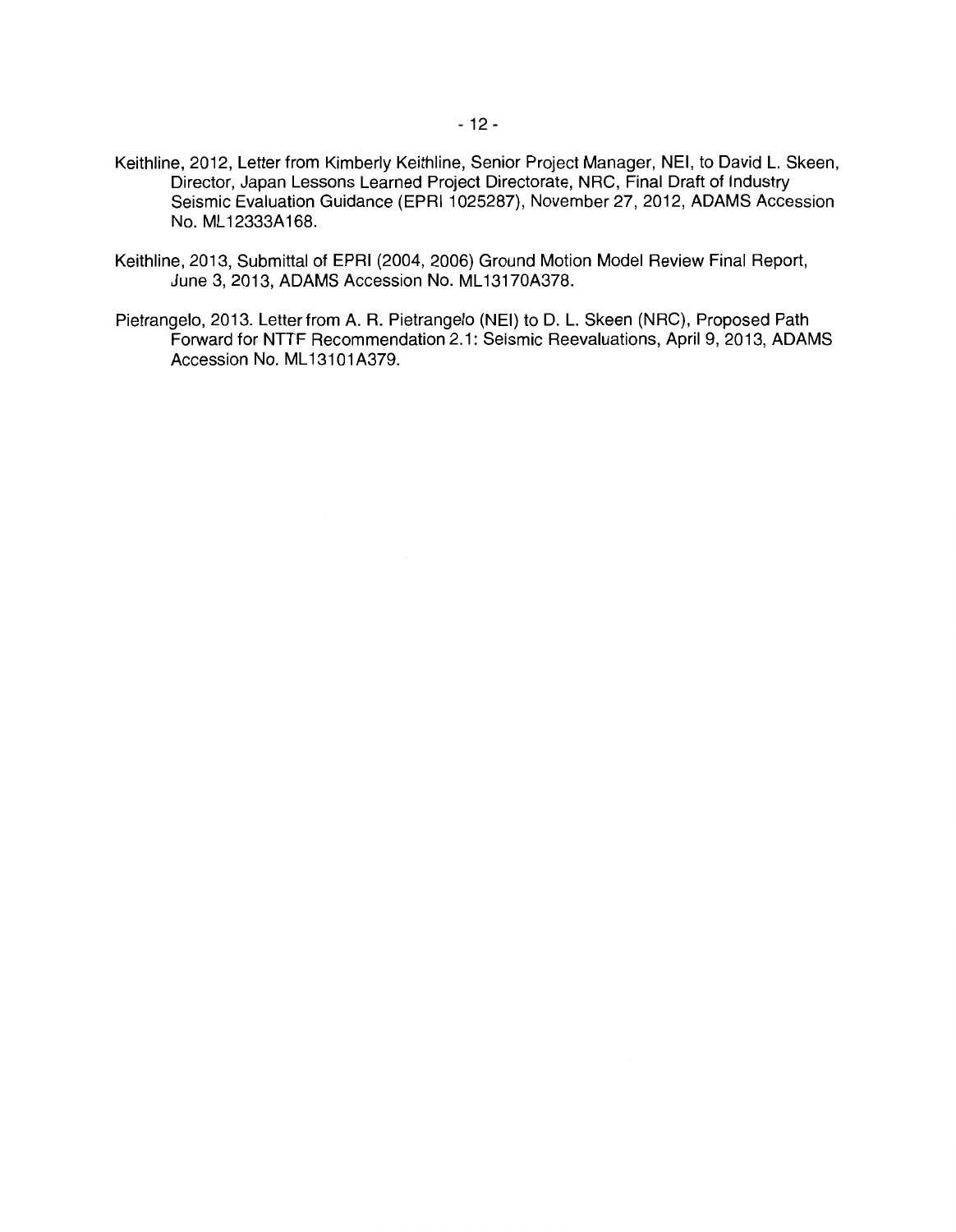Keithline, 2012, Letter from Kimberly Keithline, Senior Project Manager, NEI, to David L. Skeen, Director, Japan Lessons Learned Project Directorate, NRC, Final Draft of Industry Seismic Evaluation Guidance (EPRI 1025287), November 27, 2012, ADAMS Accession No. ML12333A168.

Keithline, 2013, Submittal of EPRI (2004, 2006) Ground Motion Model Review Final Report, June 3, 2013, ADAMS Accession No. ML13170A378.

Pietrangelo, 2013. Letter from A. R. Pietrangelo (NEI) to D. L. Skeen (NRC), Proposed Path Forward for NTTF Recommendation 2.1: Seismic Reevaluations, April 9, 2013, ADAMS Accession No. ML13101A379.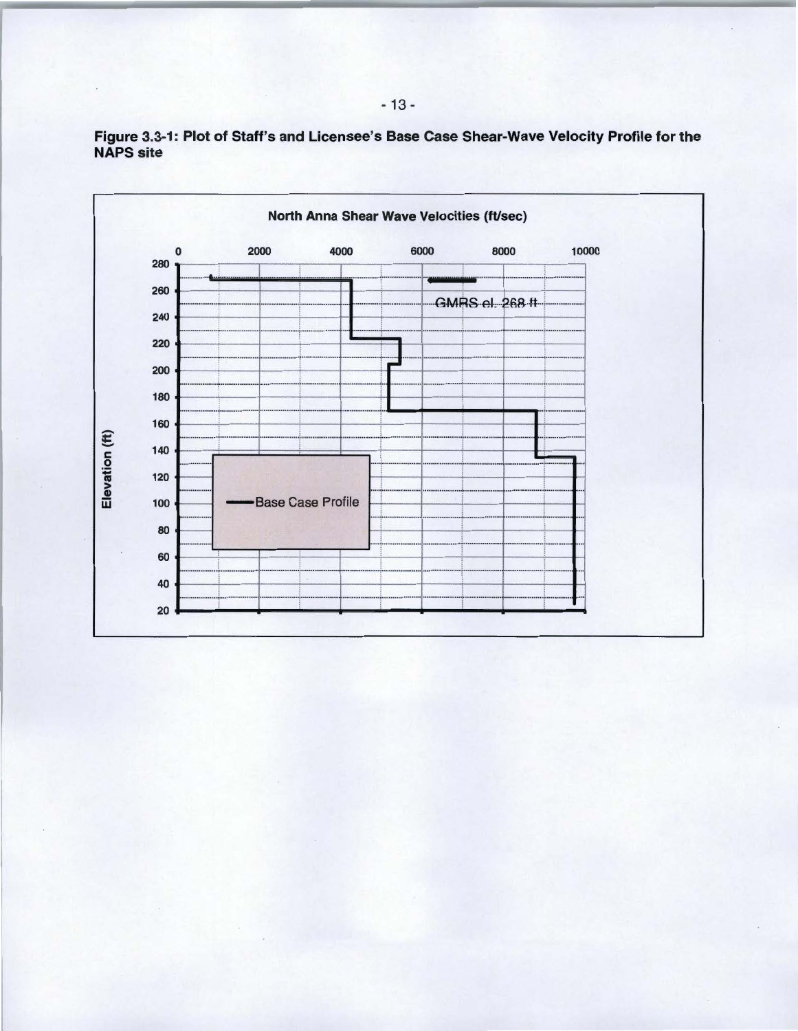**Figure 3.3-1: Plot of Staff's and Licensee's Base Case Shear-Wave Velocity Profile for the NAPS site**

North Anna Shear Wave Velocities (ft/sec)

GMRS el. 268 ft

Base Case Profile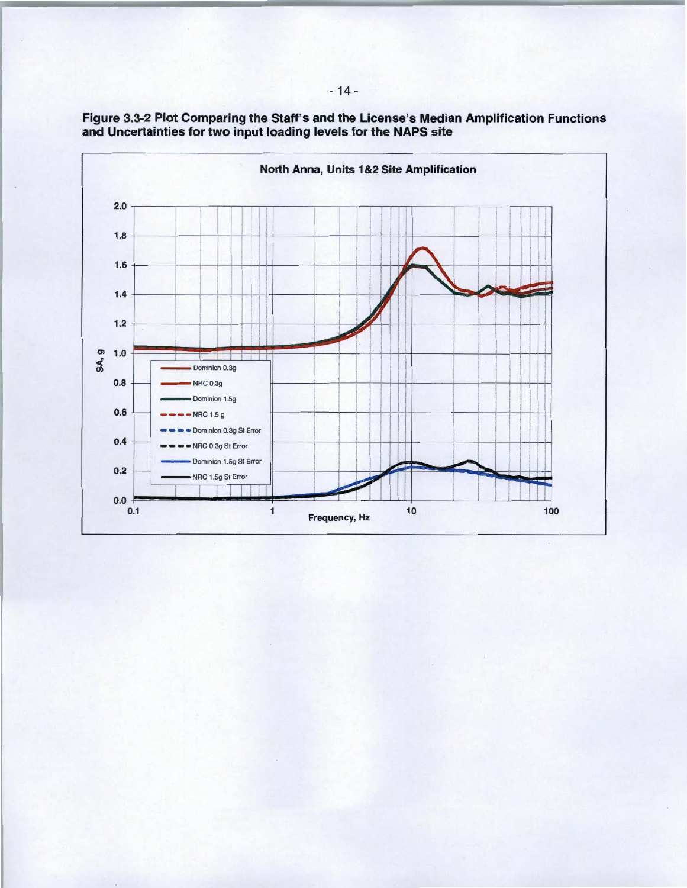**Figure 3.3-2 Plot Comparing the Staff's and the License's Median Amplification Functions and Uncertainties for two input loading levels for the NAPS site**

North Anna, Units 1&2 Site Amplification

SA, g

Frequency, Hz

- Dominion 0.3g
- NRC 0.3g
- Dominion 1.5g
- NRC 1.5 g
- Dominion 0.3g St Error
- NRC 0.3g St Error
- Dominion 1.5g St Error
- NRC 1.5g St Error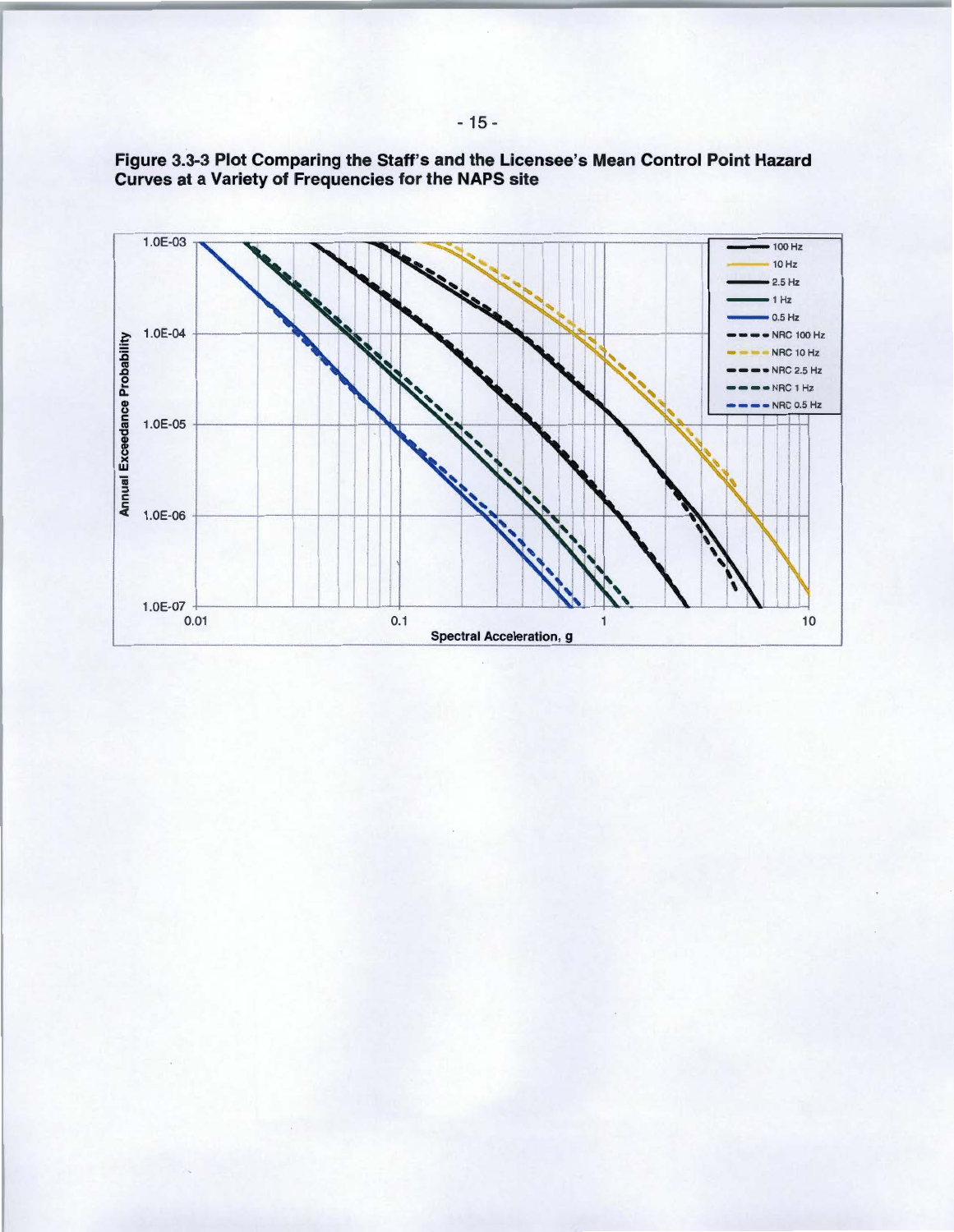**Figure 3.3-3 Plot Comparing the Staff's and the Licensee's Mean Control Point Hazard Curves at a Variety of Frequencies for the NAPS site**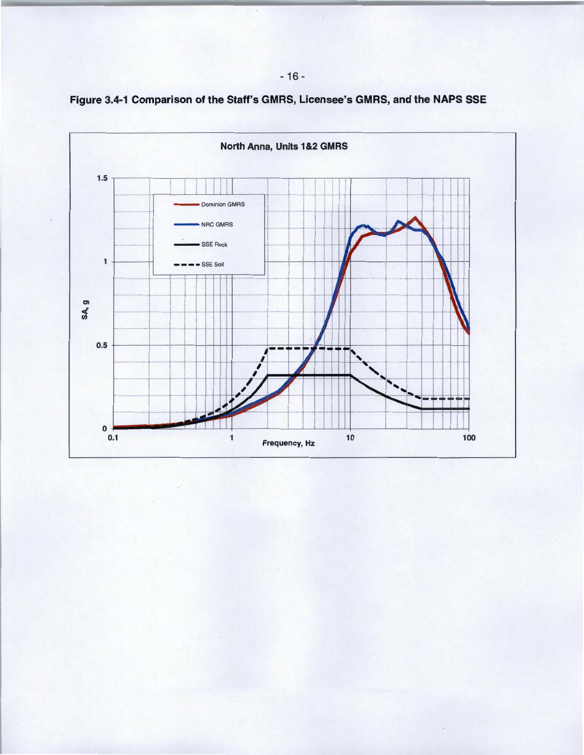**Figure 3.4-1 Comparison of the Staff's GMRS, Licensee's GMRS, and the NAPS SSE**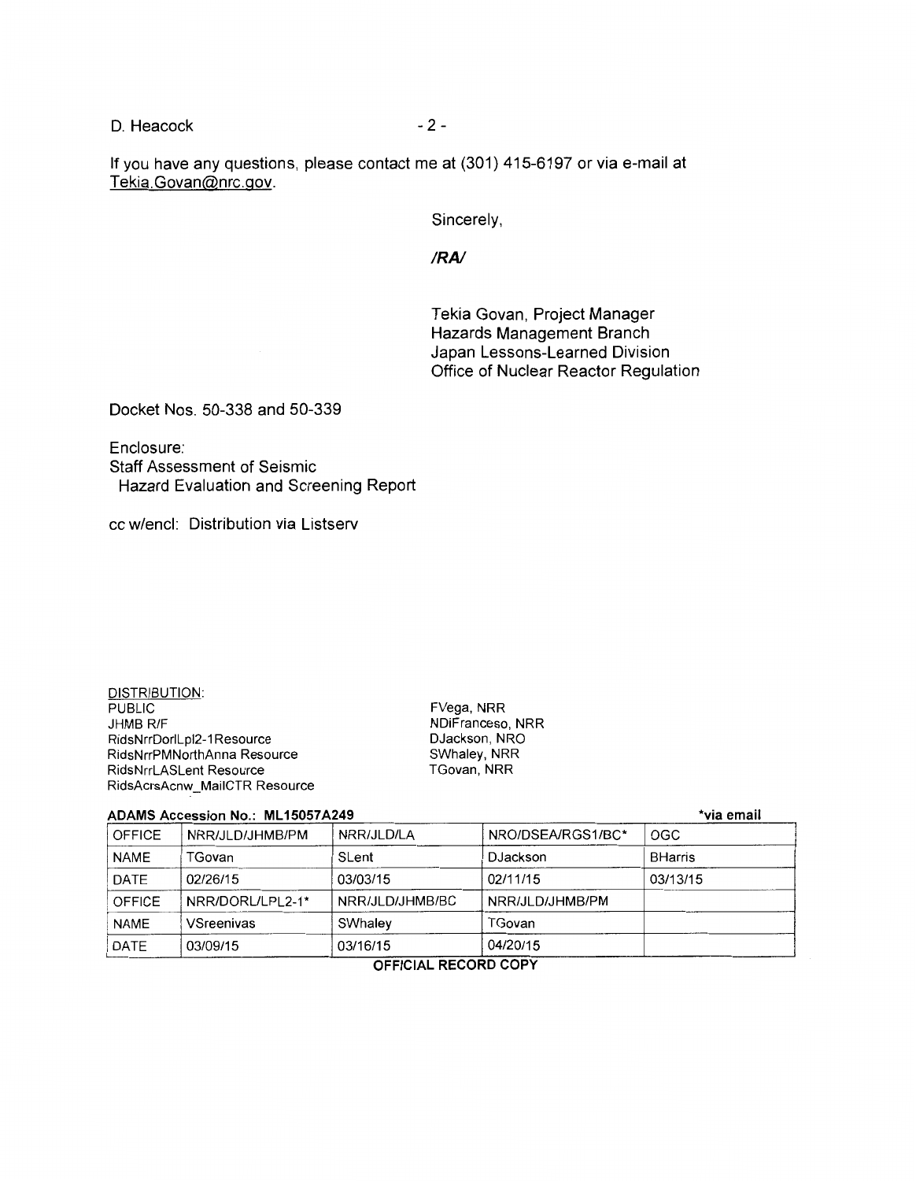D. Heacock

If you have any questions, please contact me at (301) 415-6197 or via e-mail at Tekia.Govan@nrc.gov.

Sincerely,

*/RA/*

Tekia Govan, Project Manager
Hazards Management Branch
Japan Lessons-Learned Division
Office of Nuclear Reactor Regulation

Docket Nos. 50-338 and 50-339

Enclosure:
Staff Assessment of Seismic
Hazard Evaluation and Screening Report

cc w/encl: Distribution via Listserv

DISTRIBUTION:
PUBLIC
JHMB R/F
RidsNrrDorlLpl2-1Resource
RidsNrrPMNorthAnna Resource
RidsNrrLASLent Resource
RidsAcrsAcnw_MailCTR Resource
FVega, NRR
NDiFranceso, NRR
DJackson, NRO
SWhaley, NRR
TGovan, NRR

**ADAMS Accession No.: ML15057A249** *via email

| OFFICE | NRR/JLD/JHMB/PM | NRR/JLD/LA | NRO/DSEA/RGS1/BC* | OGC |
|---|---|---|---|---|
| NAME | TGovan | SLent | DJackson | BHarris |
| DATE | 02/26/15 | 03/03/15 | 02/11/15 | 03/13/15 |
| OFFICE | NRR/DORL/LPL2-1* | NRR/JLD/JHMB/BC | NRR/JLD/JHMB/PM | |
| NAME | VSreenivas | SWhaley | TGovan | |
| DATE | 03/09/15 | 03/16/15 | 04/20/15 | |

**OFFICIAL RECORD COPY**